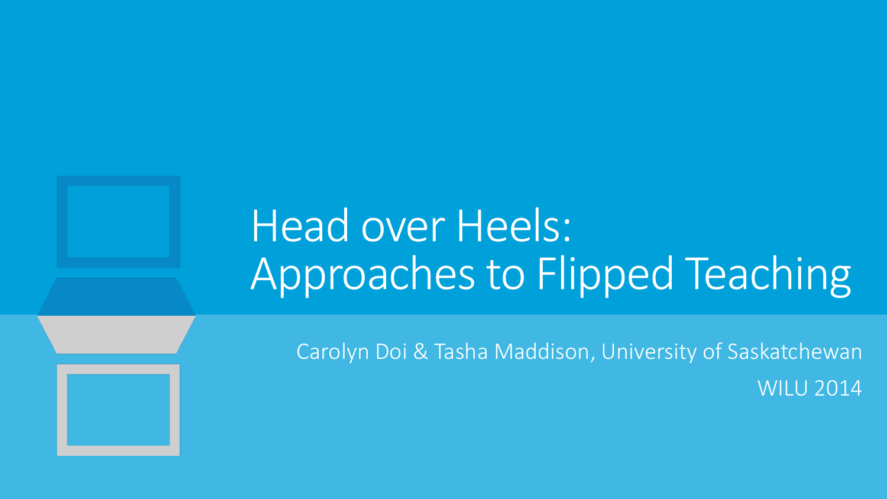# Head over Heels: Approaches to Flipped Teaching

Carolyn Doi & Tasha Maddison, University of Saskatchewan

WILU 2014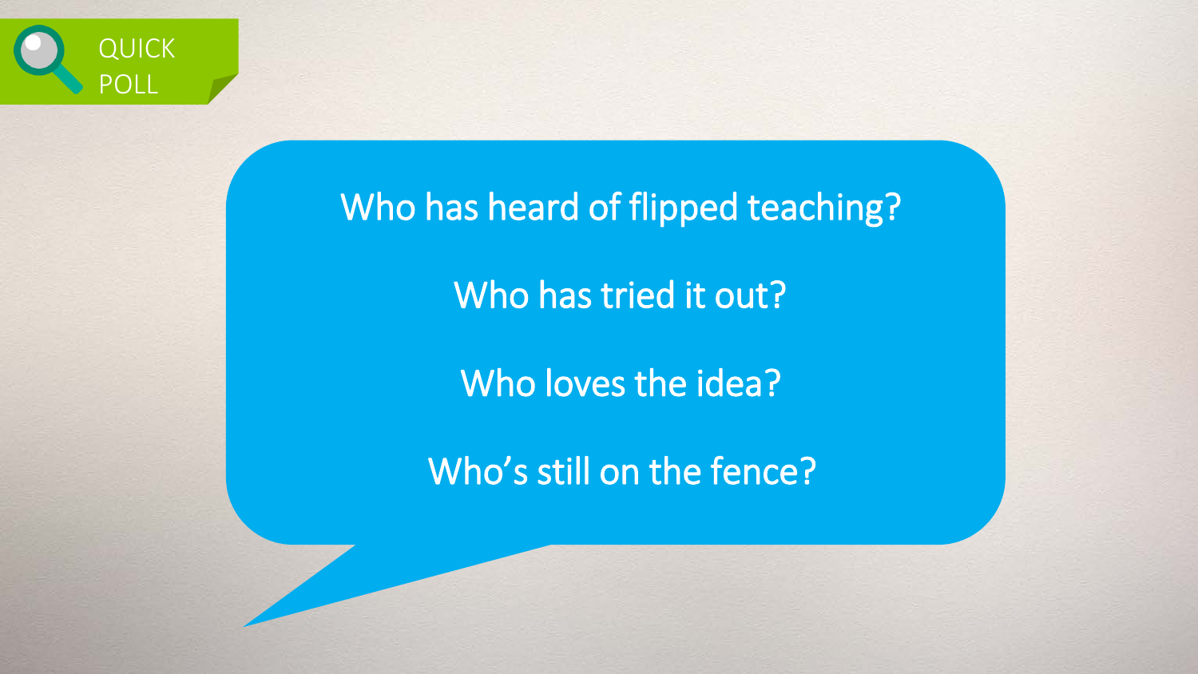QUICK POLL

Who has heard of flipped teaching?

Who has tried it out?

Who loves the idea?

Who's still on the fence?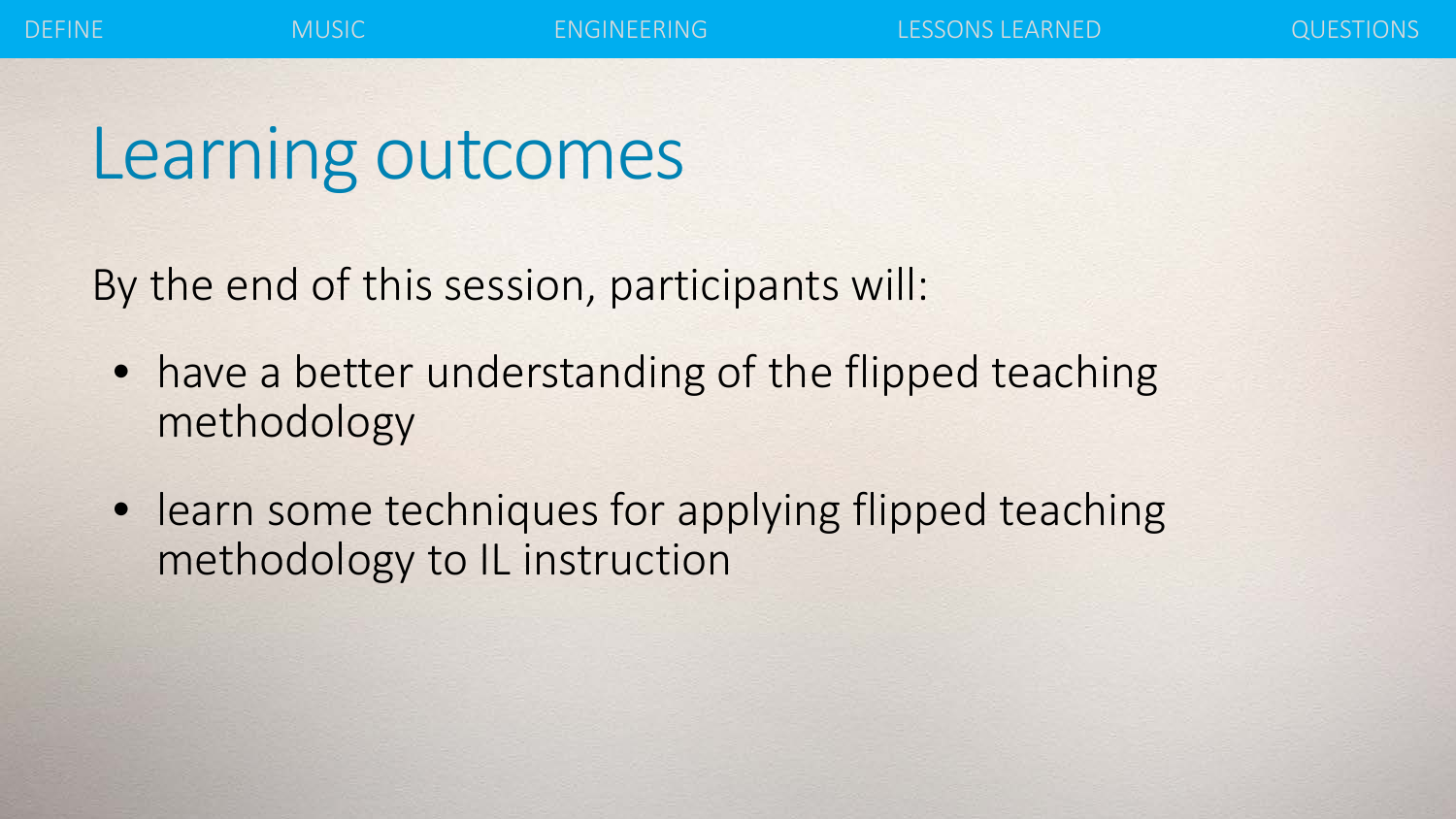# Learning outcomes

By the end of this session, participants will:

- have a better understanding of the flipped teaching methodology
- learn some techniques for applying flipped teaching methodology to IL instruction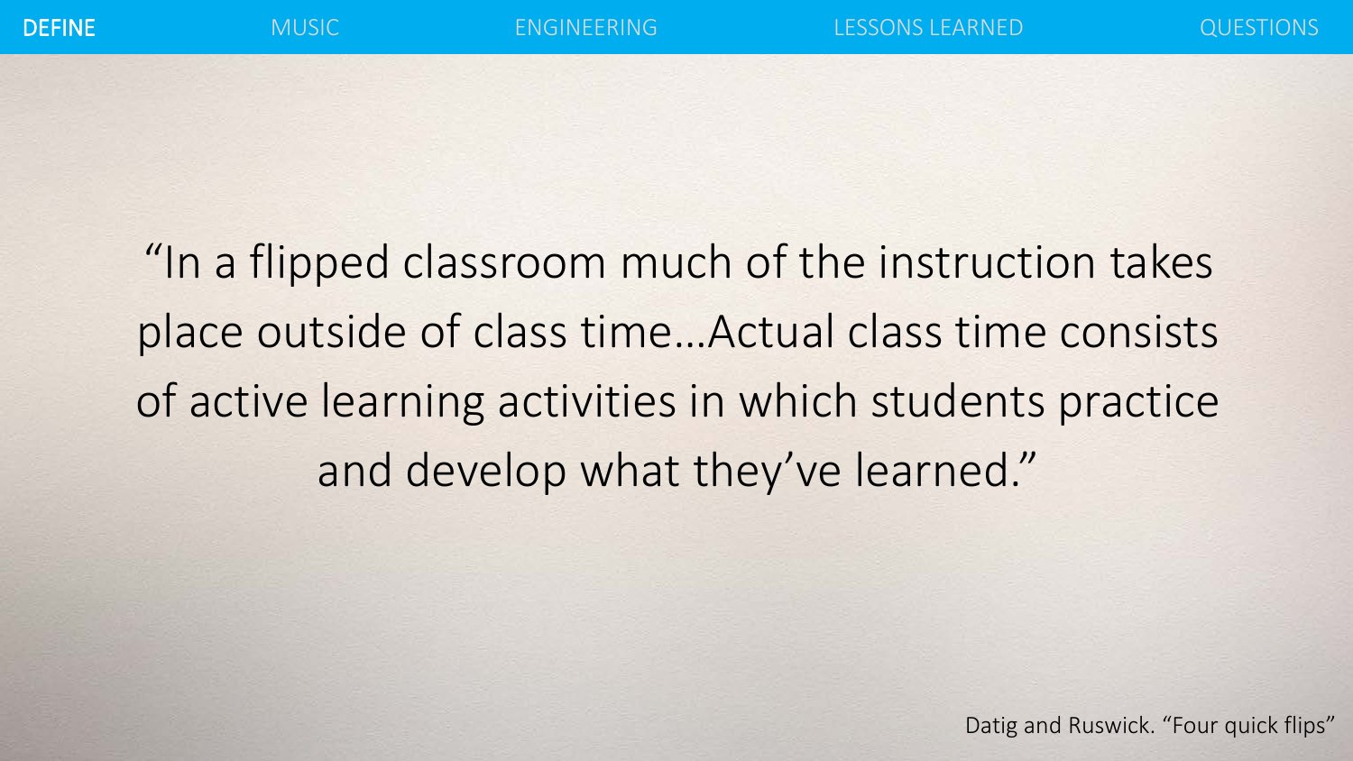DEFINE | MUSIC | ENGINEERING | LESSONS LEARNED | QUESTIONS

> "In a flipped classroom much of the instruction takes place outside of class time…Actual class time consists of active learning activities in which students practice and develop what they've learned."

Datig and Ruswick. "Four quick flips"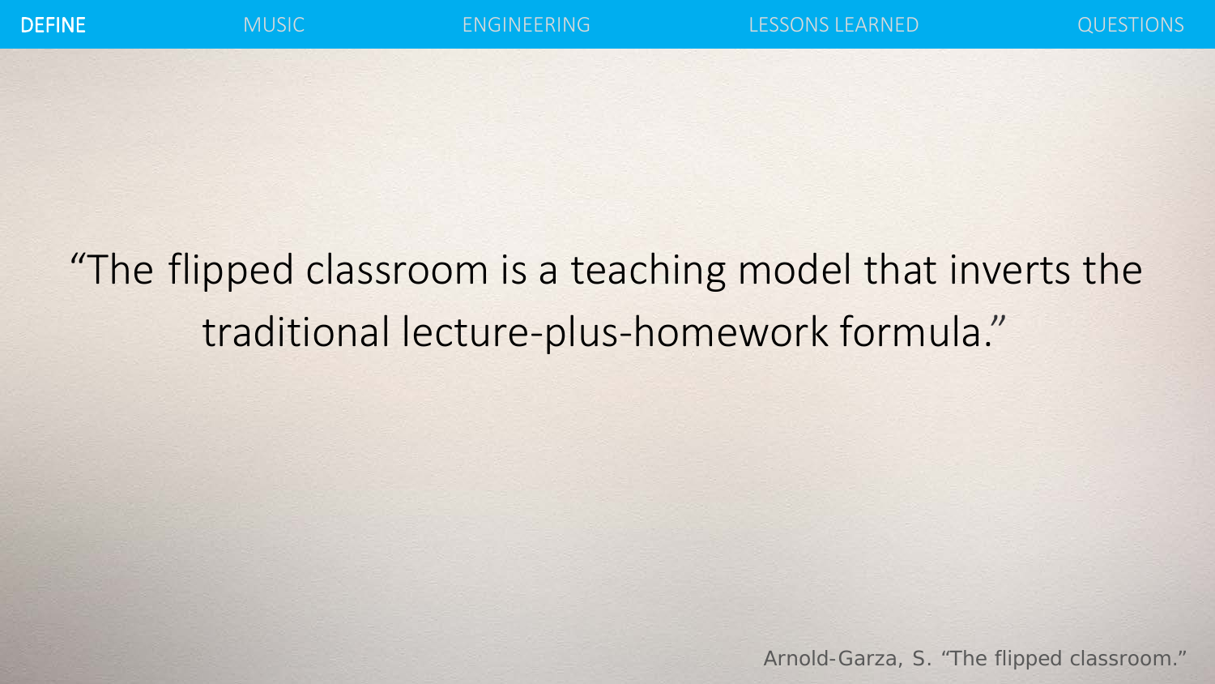DEFINE MUSIC ENGINEERING LESSONS LEARNED QUESTIONS

> "The flipped classroom is a teaching model that inverts the traditional lecture-plus-homework formula."

Arnold-Garza, S. "The flipped classroom."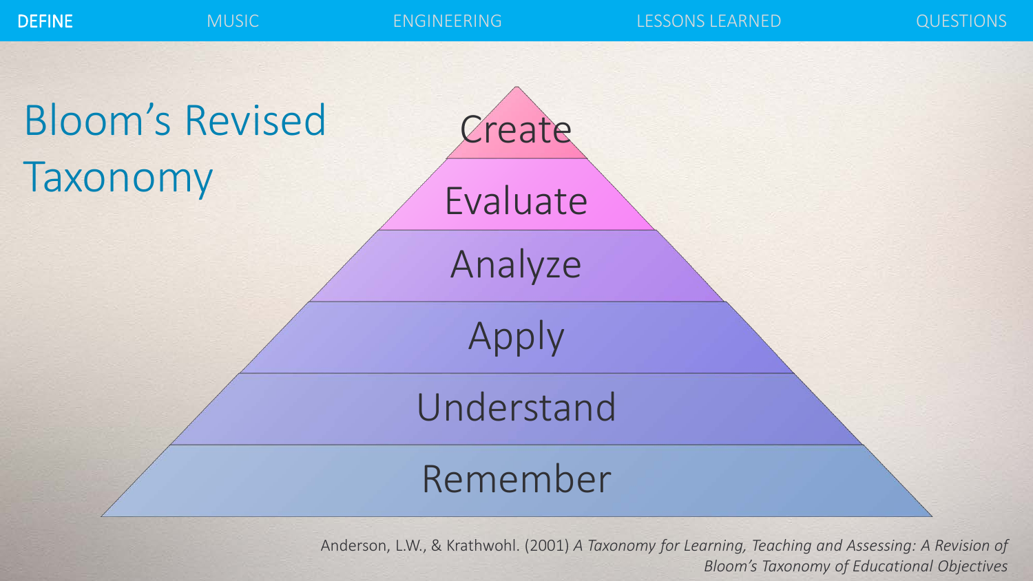DEFINE MUSIC ENGINEERING LESSONS LEARNED QUESTIONS

# Bloom's Revised Taxonomy

- Create
- Evaluate
- Analyze
- Apply
- Understand
- Remember

Anderson, L.W., & Krathwohl. (2001) *A Taxonomy for Learning, Teaching and Assessing: A Revision of Bloom's Taxonomy of Educational Objectives*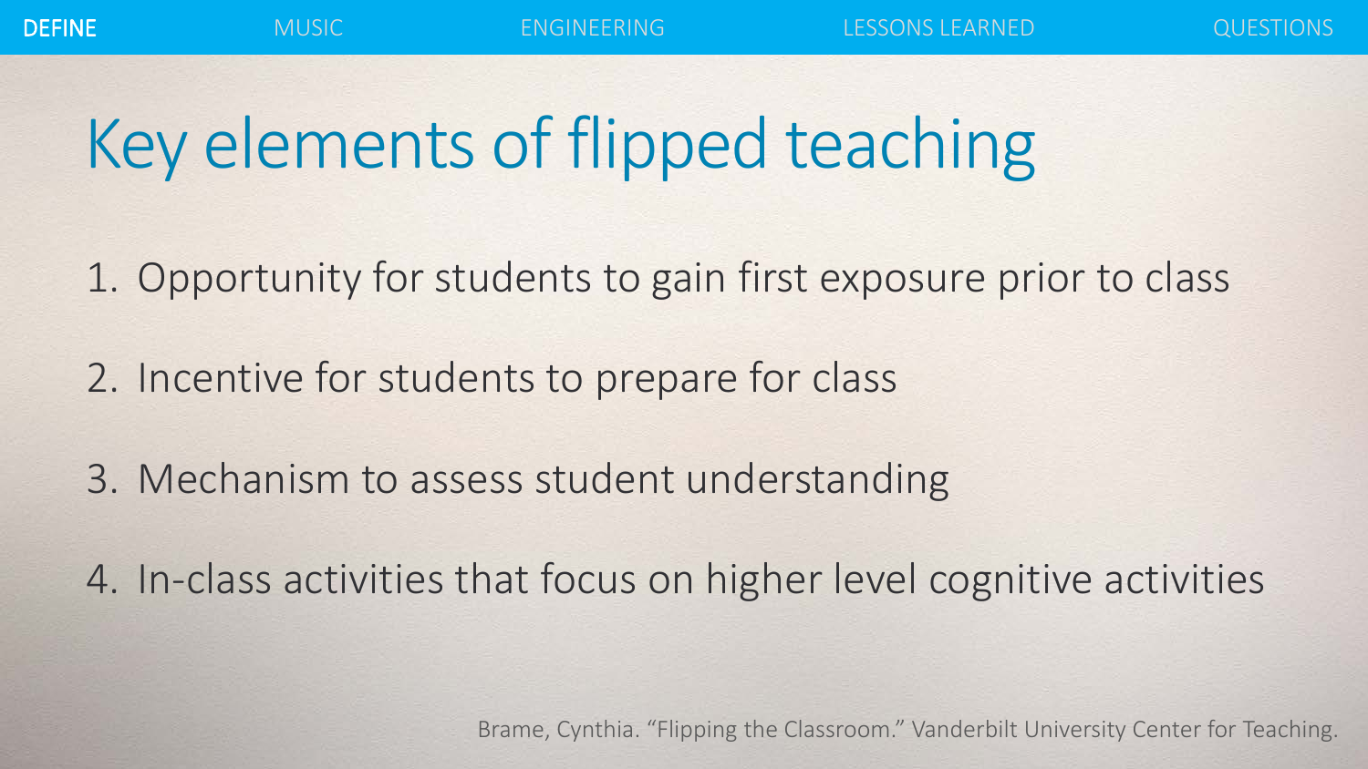# Key elements of flipped teaching

1. Opportunity for students to gain first exposure prior to class
2. Incentive for students to prepare for class
3. Mechanism to assess student understanding
4. In-class activities that focus on higher level cognitive activities

Brame, Cynthia. "Flipping the Classroom." Vanderbilt University Center for Teaching.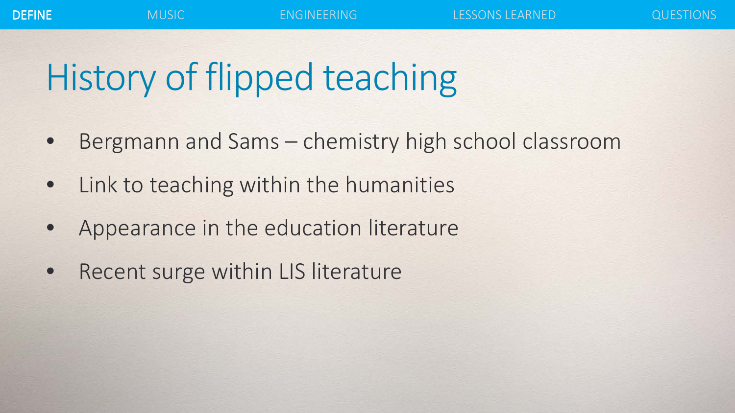DEFINE MUSIC ENGINEERING LESSONS LEARNED QUESTIONS

# History of flipped teaching

- Bergmann and Sams – chemistry high school classroom
- Link to teaching within the humanities
- Appearance in the education literature
- Recent surge within LIS literature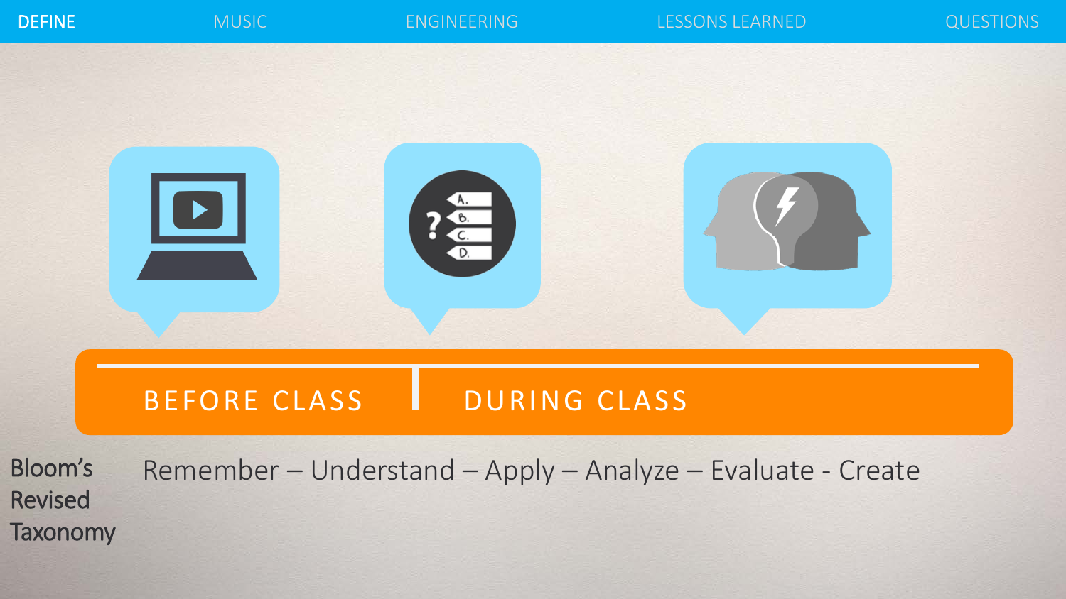DEFINE | MUSIC | ENGINEERING | LESSONS LEARNED | QUESTIONS

BEFORE CLASS | DURING CLASS

Bloom's Revised Taxonomy

Remember – Understand – Apply – Analyze – Evaluate - Create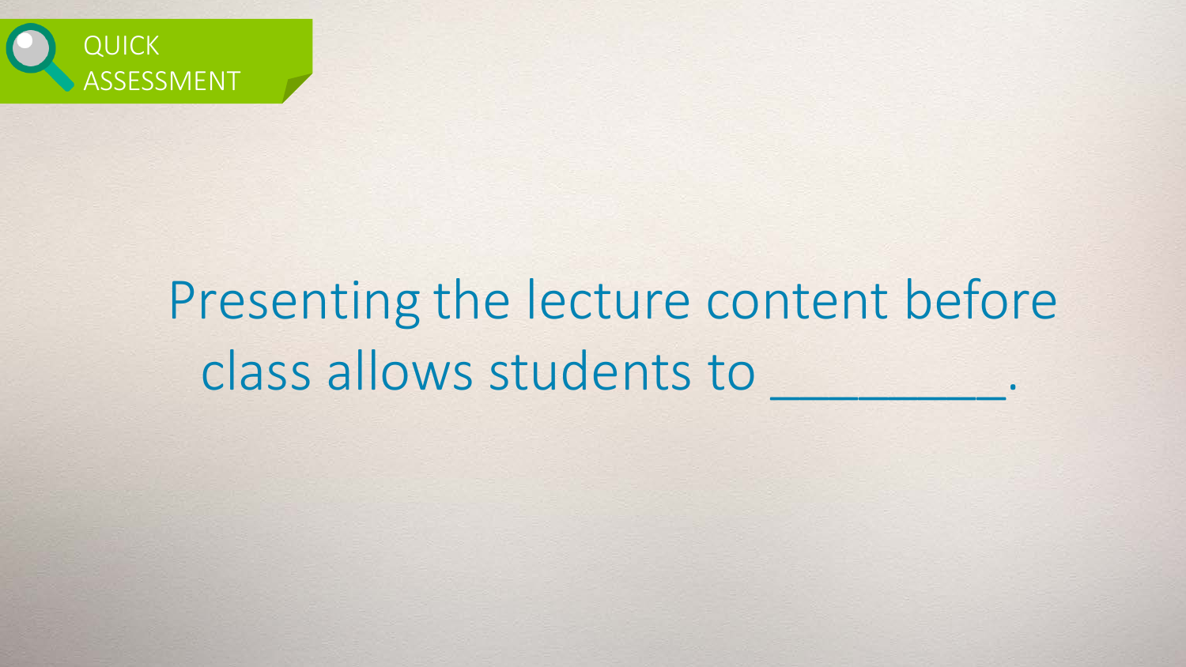QUICK ASSESSMENT

Presenting the lecture content before class allows students to _________.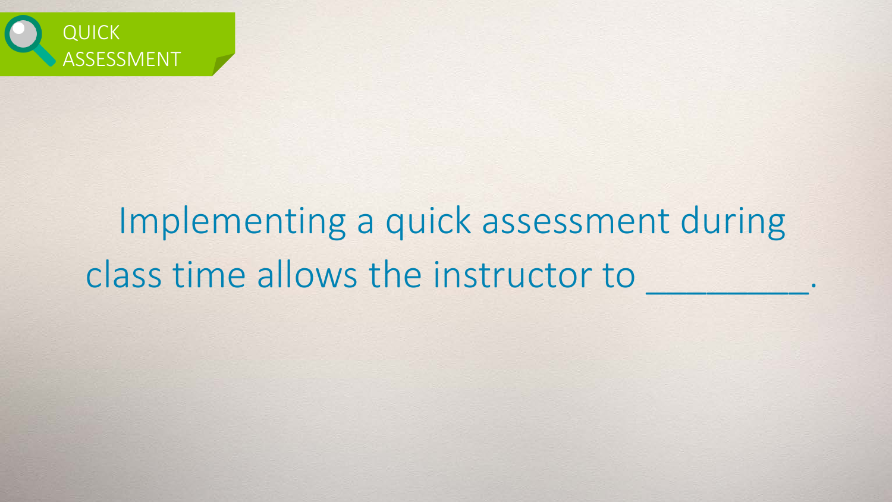QUICK ASSESSMENT

Implementing a quick assessment during class time allows the instructor to _________.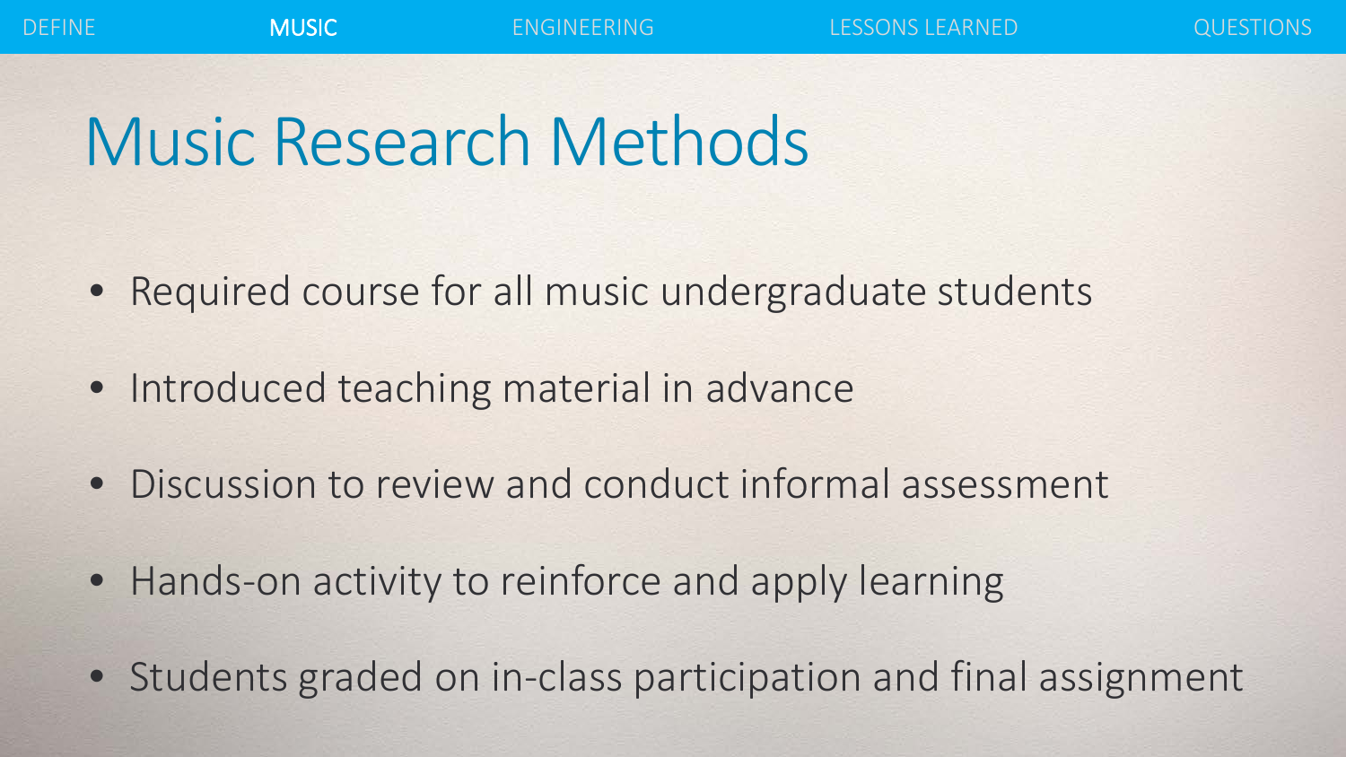# Music Research Methods

- Required course for all music undergraduate students
- Introduced teaching material in advance
- Discussion to review and conduct informal assessment
- Hands-on activity to reinforce and apply learning
- Students graded on in-class participation and final assignment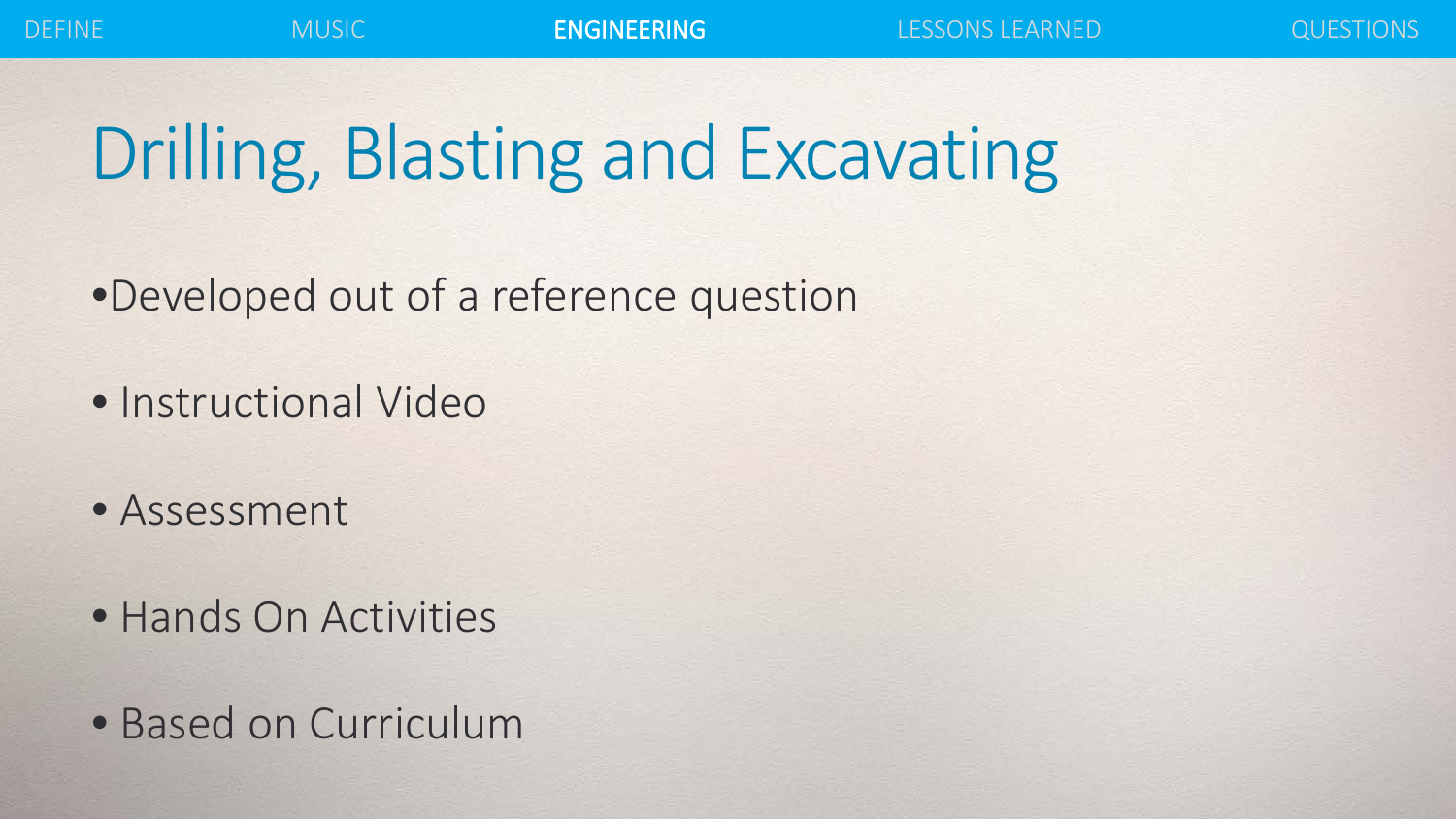DEFINE MUSIC ENGINEERING LESSONS LEARNED QUESTIONS

# Drilling, Blasting and Excavating

- Developed out of a reference question
- Instructional Video
- Assessment
- Hands On Activities
- Based on Curriculum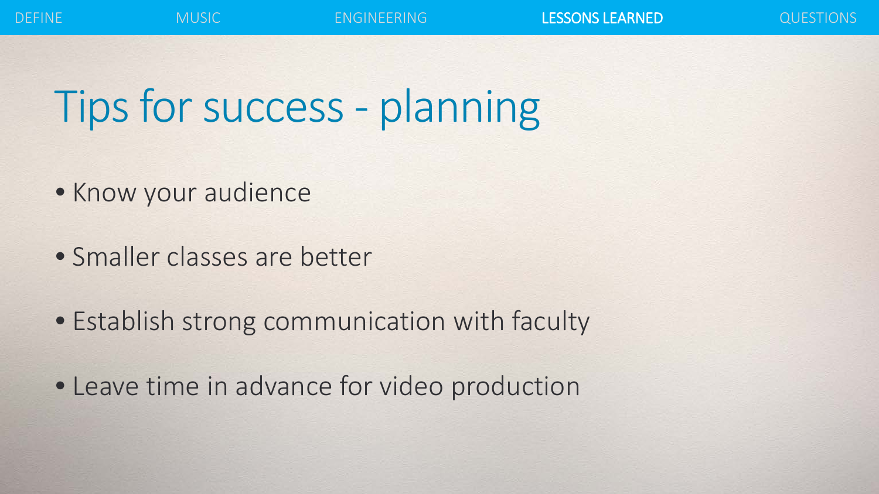DEFINE | MUSIC | ENGINEERING | **LESSONS LEARNED** | QUESTIONS

# Tips for success - planning

- Know your audience
- Smaller classes are better
- Establish strong communication with faculty
- Leave time in advance for video production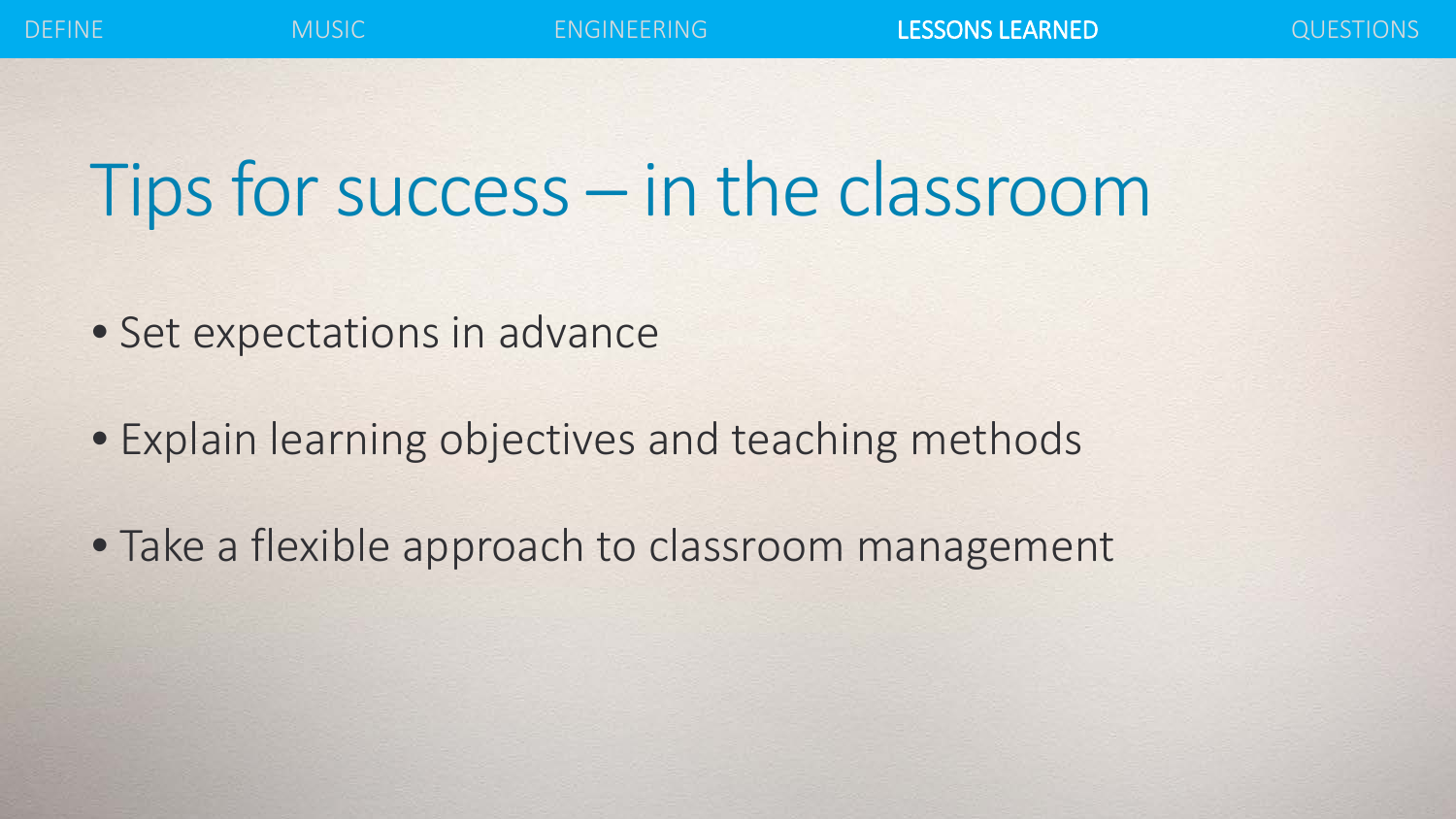# Tips for success – in the classroom

- Set expectations in advance
- Explain learning objectives and teaching methods
- Take a flexible approach to classroom management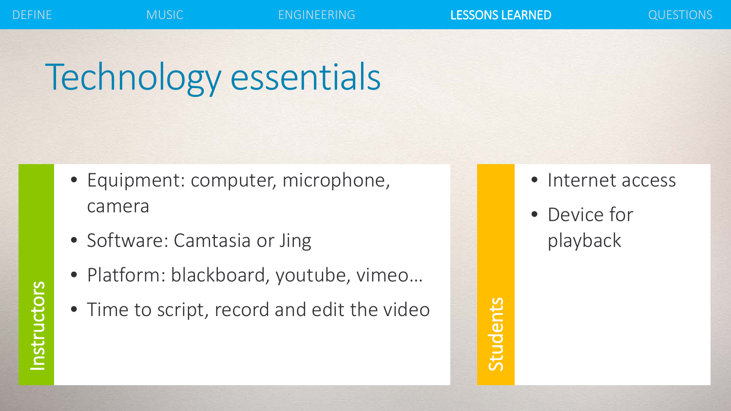DEFINE MUSIC ENGINEERING LESSONS LEARNED QUESTIONS

# Technology essentials

## Instructors

- Equipment: computer, microphone, camera
- Software: Camtasia or Jing
- Platform: blackboard, youtube, vimeo…
- Time to script, record and edit the video

## Students

- Internet access
- Device for playback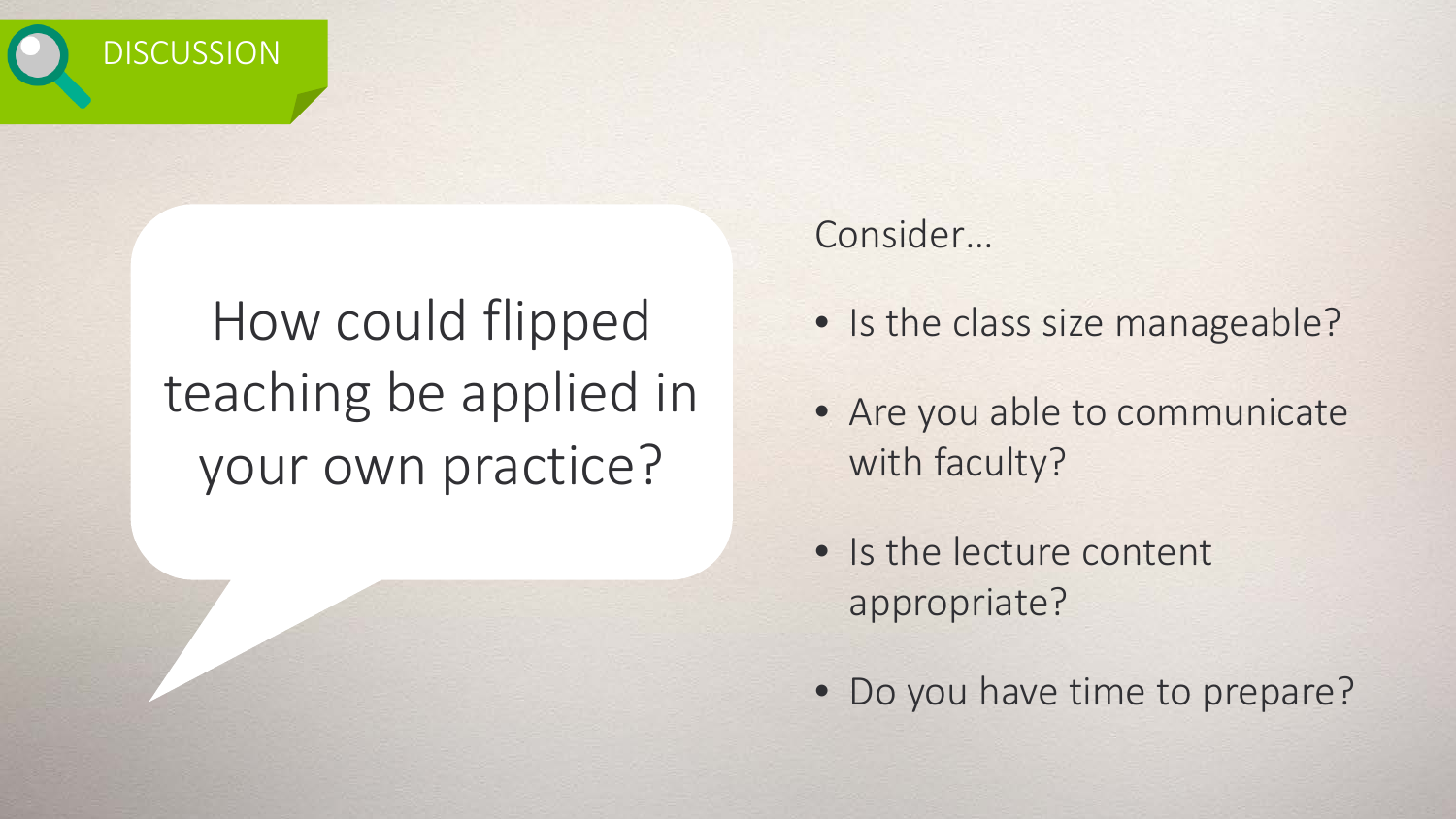DISCUSSION

## How could flipped teaching be applied in your own practice?

Consider…

- Is the class size manageable?
- Are you able to communicate with faculty?
- Is the lecture content appropriate?
- Do you have time to prepare?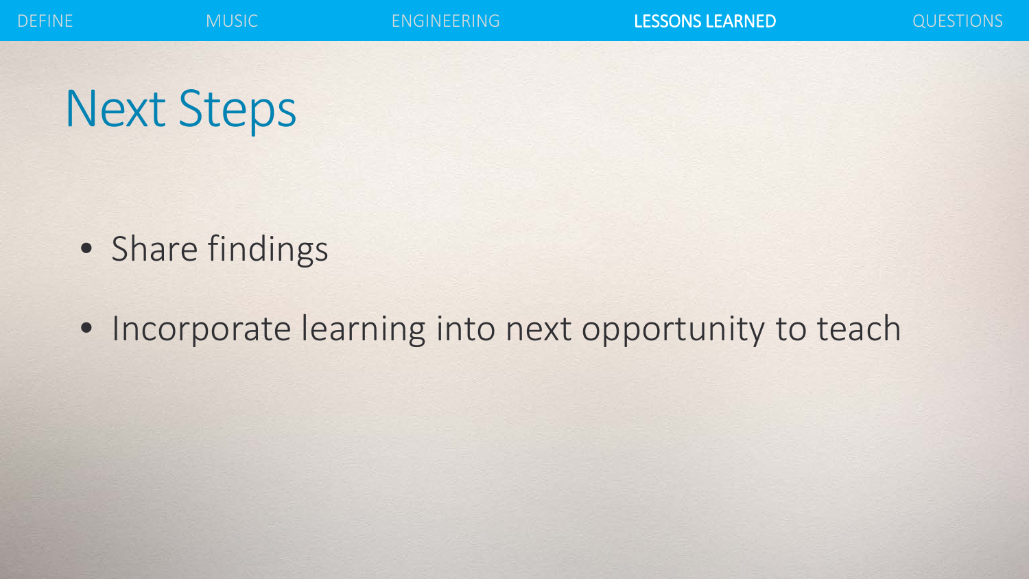# Next Steps

- Share findings
- Incorporate learning into next opportunity to teach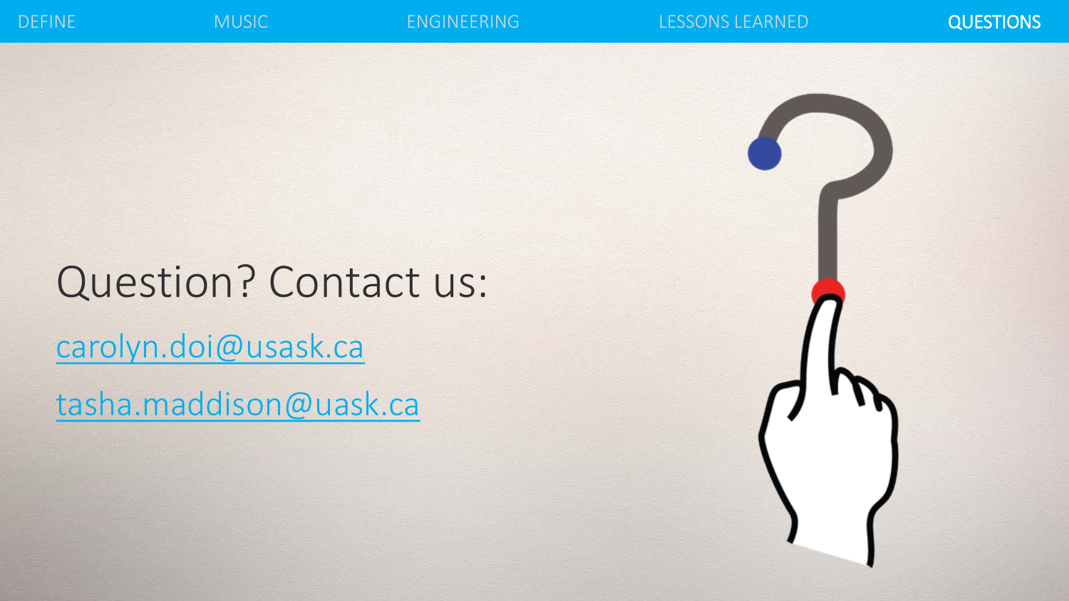DEFINE MUSIC ENGINEERING LESSONS LEARNED QUESTIONS

# Question? Contact us:

[carolyn.doi@usask.ca](mailto:carolyn.doi@usask.ca)

[tasha.maddison@uask.ca](mailto:tasha.maddison@uask.ca)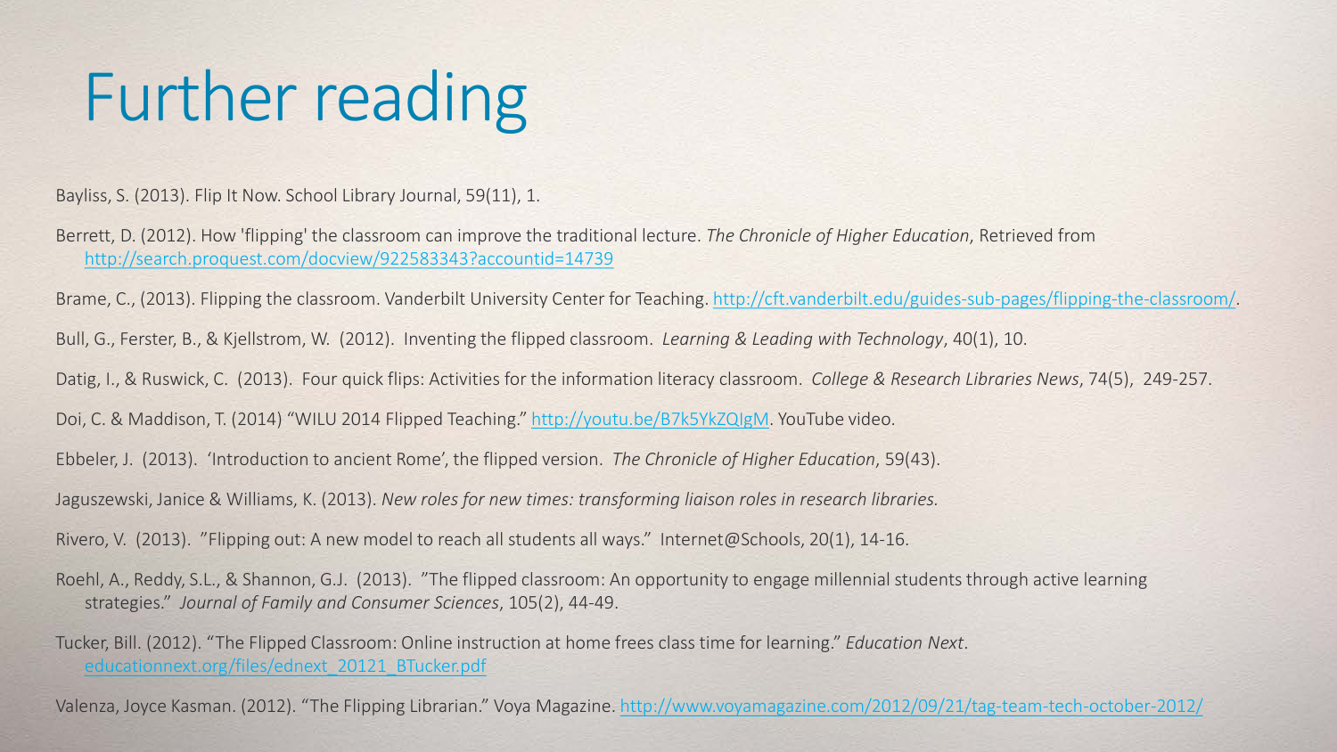# Further reading

Bayliss, S. (2013). Flip It Now. School Library Journal, 59(11), 1.

Berrett, D. (2012). How 'flipping' the classroom can improve the traditional lecture. *The Chronicle of Higher Education*, Retrieved from http://search.proquest.com/docview/922583343?accountid=14739

Brame, C., (2013). Flipping the classroom. Vanderbilt University Center for Teaching. http://cft.vanderbilt.edu/guides-sub-pages/flipping-the-classroom/.

Bull, G., Ferster, B., & Kjellstrom, W. (2012). Inventing the flipped classroom. *Learning & Leading with Technology*, 40(1), 10.

Datig, I., & Ruswick, C. (2013). Four quick flips: Activities for the information literacy classroom. *College & Research Libraries News*, 74(5), 249-257.

Doi, C. & Maddison, T. (2014) "WILU 2014 Flipped Teaching." http://youtu.be/B7k5YkZQIgM. YouTube video.

Ebbeler, J. (2013). 'Introduction to ancient Rome', the flipped version. *The Chronicle of Higher Education*, 59(43).

Jaguszewski, Janice & Williams, K. (2013). *New roles for new times: transforming liaison roles in research libraries.*

Rivero, V. (2013). "Flipping out: A new model to reach all students all ways." Internet@Schools, 20(1), 14-16.

Roehl, A., Reddy, S.L., & Shannon, G.J. (2013). "The flipped classroom: An opportunity to engage millennial students through active learning strategies." *Journal of Family and Consumer Sciences*, 105(2), 44-49.

Tucker, Bill. (2012). "The Flipped Classroom: Online instruction at home frees class time for learning." *Education Next*. educationnext.org/files/ednext_20121_BTucker.pdf

Valenza, Joyce Kasman. (2012). "The Flipping Librarian." Voya Magazine. http://www.voyamagazine.com/2012/09/21/tag-team-tech-october-2012/